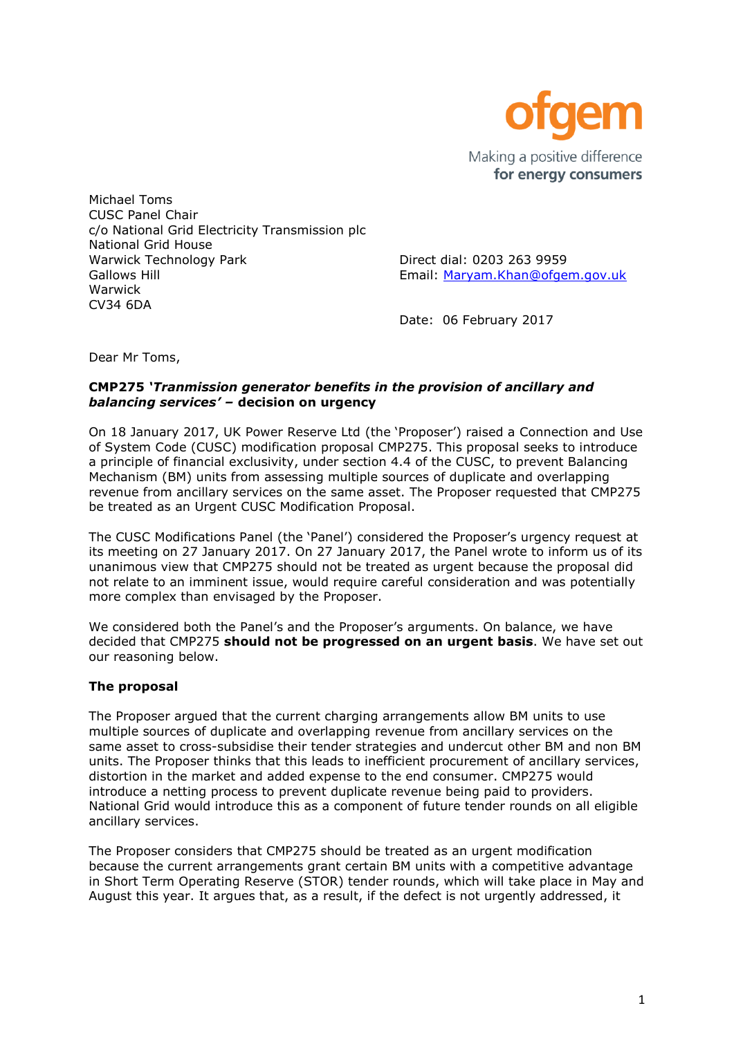ofgem

Making a positive difference **for energy consumers**

Michael Toms
CUSC Panel Chair
c/o National Grid Electricity Transmission plc
National Grid House
Warwick Technology Park
Gallows Hill
Warwick
CV34 6DA

Direct dial: 0203 263 9959
Email: Maryam.Khan@ofgem.gov.uk

Date: 06 February 2017

Dear Mr Toms,

**CMP275 '*Tranmission generator benefits in the provision of ancillary and balancing services*' – decision on urgency**

On 18 January 2017, UK Power Reserve Ltd (the 'Proposer') raised a Connection and Use of System Code (CUSC) modification proposal CMP275. This proposal seeks to introduce a principle of financial exclusivity, under section 4.4 of the CUSC, to prevent Balancing Mechanism (BM) units from assessing multiple sources of duplicate and overlapping revenue from ancillary services on the same asset. The Proposer requested that CMP275 be treated as an Urgent CUSC Modification Proposal.

The CUSC Modifications Panel (the 'Panel') considered the Proposer's urgency request at its meeting on 27 January 2017. On 27 January 2017, the Panel wrote to inform us of its unanimous view that CMP275 should not be treated as urgent because the proposal did not relate to an imminent issue, would require careful consideration and was potentially more complex than envisaged by the Proposer.

We considered both the Panel's and the Proposer's arguments. On balance, we have decided that CMP275 **should not be progressed on an urgent basis**. We have set out our reasoning below.

**The proposal**

The Proposer argued that the current charging arrangements allow BM units to use multiple sources of duplicate and overlapping revenue from ancillary services on the same asset to cross-subsidise their tender strategies and undercut other BM and non BM units. The Proposer thinks that this leads to inefficient procurement of ancillary services, distortion in the market and added expense to the end consumer. CMP275 would introduce a netting process to prevent duplicate revenue being paid to providers. National Grid would introduce this as a component of future tender rounds on all eligible ancillary services.

The Proposer considers that CMP275 should be treated as an urgent modification because the current arrangements grant certain BM units with a competitive advantage in Short Term Operating Reserve (STOR) tender rounds, which will take place in May and August this year. It argues that, as a result, if the defect is not urgently addressed, it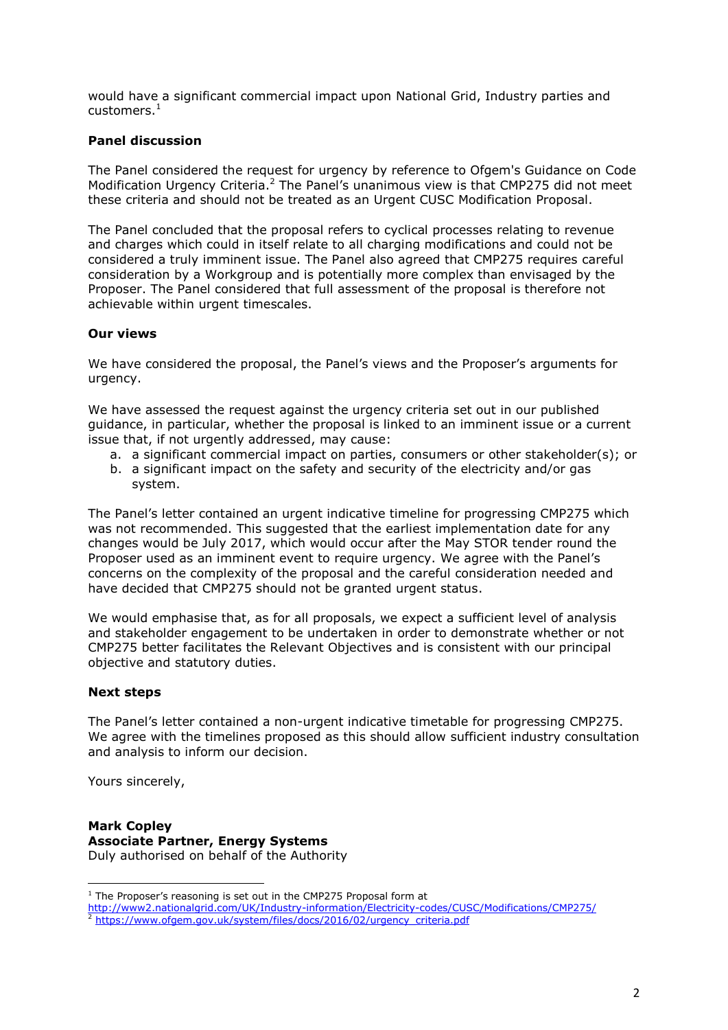would have a significant commercial impact upon National Grid, Industry parties and customers.[1]

**Panel discussion**

The Panel considered the request for urgency by reference to Ofgem's Guidance on Code Modification Urgency Criteria.[2] The Panel's unanimous view is that CMP275 did not meet these criteria and should not be treated as an Urgent CUSC Modification Proposal.

The Panel concluded that the proposal refers to cyclical processes relating to revenue and charges which could in itself relate to all charging modifications and could not be considered a truly imminent issue. The Panel also agreed that CMP275 requires careful consideration by a Workgroup and is potentially more complex than envisaged by the Proposer. The Panel considered that full assessment of the proposal is therefore not achievable within urgent timescales.

**Our views**

We have considered the proposal, the Panel's views and the Proposer's arguments for urgency.

We have assessed the request against the urgency criteria set out in our published guidance, in particular, whether the proposal is linked to an imminent issue or a current issue that, if not urgently addressed, may cause:

a. a significant commercial impact on parties, consumers or other stakeholder(s); or
b. a significant impact on the safety and security of the electricity and/or gas system.

The Panel's letter contained an urgent indicative timeline for progressing CMP275 which was not recommended. This suggested that the earliest implementation date for any changes would be July 2017, which would occur after the May STOR tender round the Proposer used as an imminent event to require urgency. We agree with the Panel's concerns on the complexity of the proposal and the careful consideration needed and have decided that CMP275 should not be granted urgent status.

We would emphasise that, as for all proposals, we expect a sufficient level of analysis and stakeholder engagement to be undertaken in order to demonstrate whether or not CMP275 better facilitates the Relevant Objectives and is consistent with our principal objective and statutory duties.

**Next steps**

The Panel's letter contained a non-urgent indicative timetable for progressing CMP275. We agree with the timelines proposed as this should allow sufficient industry consultation and analysis to inform our decision.

Yours sincerely,

**Mark Copley**
**Associate Partner, Energy Systems**
Duly authorised on behalf of the Authority

---

[1] The Proposer's reasoning is set out in the CMP275 Proposal form at http://www2.nationalgrid.com/UK/Industry-information/Electricity-codes/CUSC/Modifications/CMP275/

[2] https://www.ofgem.gov.uk/system/files/docs/2016/02/urgency_criteria.pdf